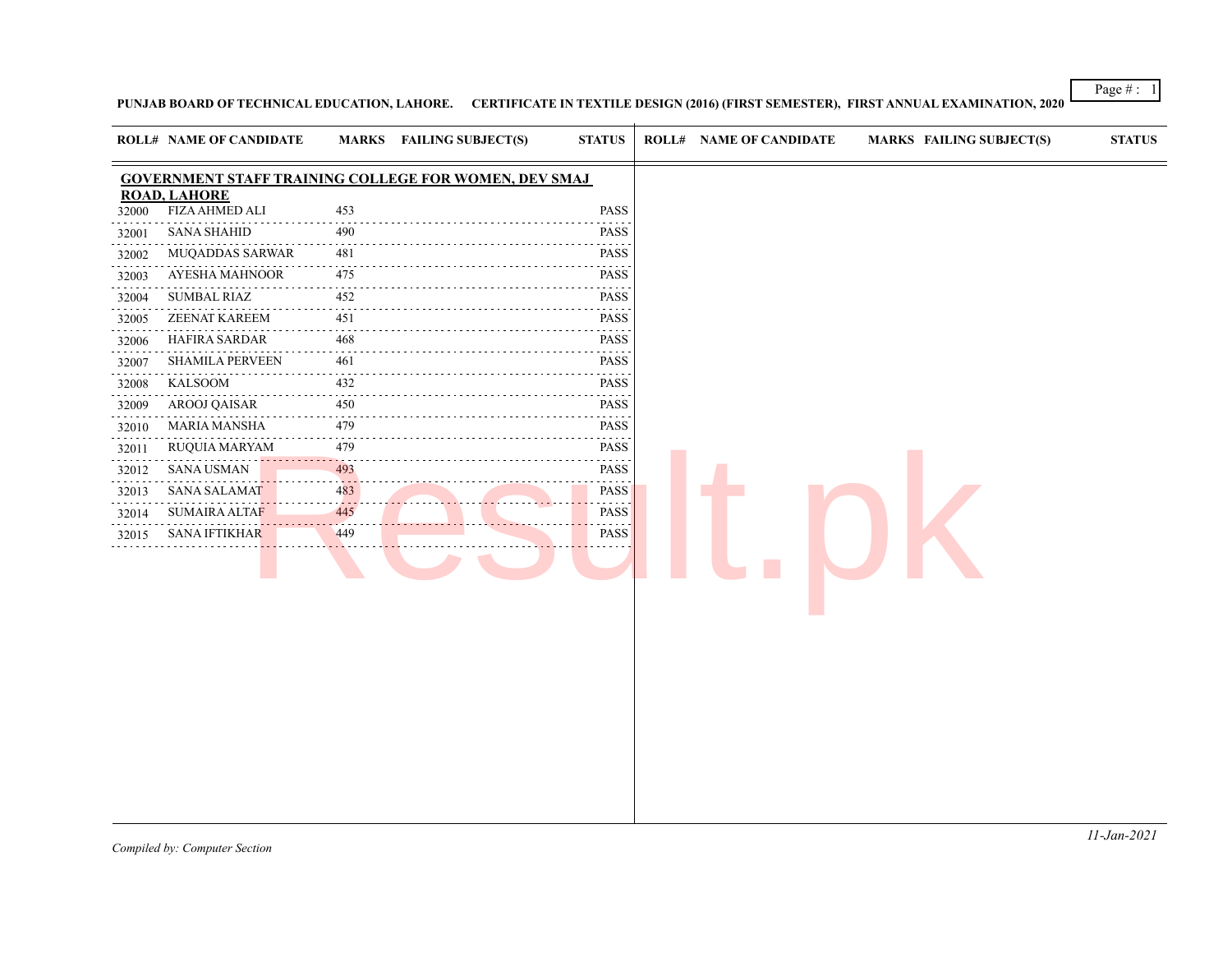**PUNJAB BOARD OF TECHNICAL EDUCATION, LAHORE. CERTIFICATE IN TEXTILE DESIGN (2016) (FIRST SEMESTER), FIRST ANNUAL EXAMINATION, 2020**

**GOVERNMENT STAFF TRAINING COLLEGE FOR WOMEN, DEV SMAJ ROAD, LAHORE**

| ROLL# | NAME OF CANDIDATE | MARKS | FAILING SUBJECT(S) | STATUS |
|---|---|---|---|---|
| 32000 | FIZA AHMED ALI | 453 | | PASS |
| 32001 | SANA SHAHID | 490 | | PASS |
| 32002 | MUQADDAS SARWAR | 481 | | PASS |
| 32003 | AYESHA MAHNOOR | 475 | | PASS |
| 32004 | SUMBAL RIAZ | 452 | | PASS |
| 32005 | ZEENAT KAREEM | 451 | | PASS |
| 32006 | HAFIRA SARDAR | 468 | | PASS |
| 32007 | SHAMILA PERVEEN | 461 | | PASS |
| 32008 | KALSOOM | 432 | | PASS |
| 32009 | AROOJ QAISAR | 450 | | PASS |
| 32010 | MARIA MANSHA | 479 | | PASS |
| 32011 | RUQUIA MARYAM | 479 | | PASS |
| 32012 | SANA USMAN | 493 | | PASS |
| 32013 | SANA SALAMAT | 483 | | PASS |
| 32014 | SUMAIRA ALTAF | 445 | | PASS |
| 32015 | SANA IFTIKHAR | 449 | | PASS |

*Compiled by: Computer Section*

*11-Jan-2021*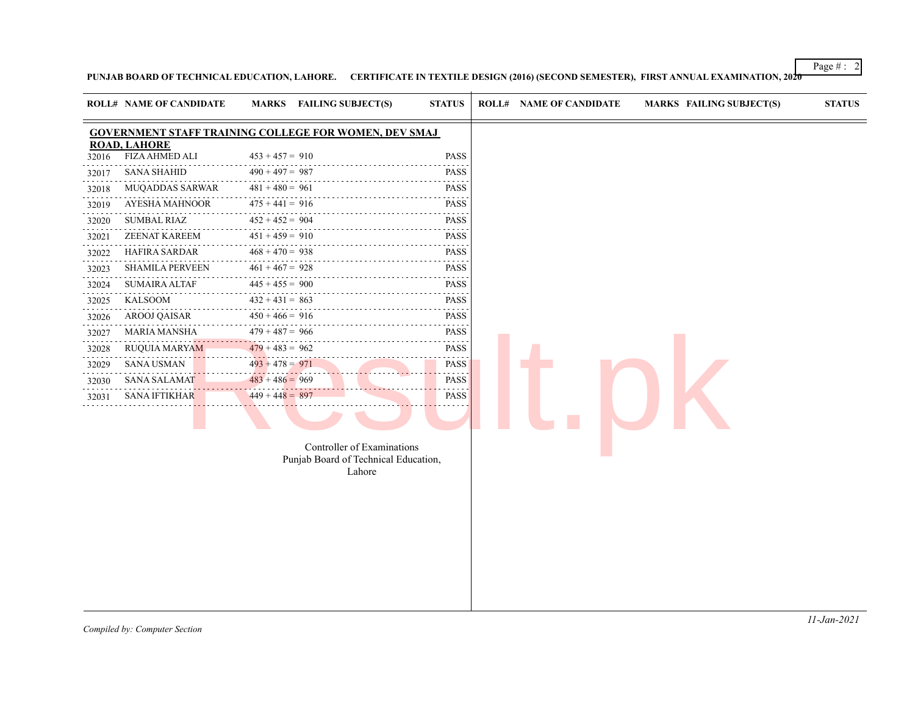**PUNJAB BOARD OF TECHNICAL EDUCATION, LAHORE. CERTIFICATE IN TEXTILE DESIGN (2016) (SECOND SEMESTER), FIRST ANNUAL EXAMINATION, 2020**

| ROLL# | NAME OF CANDIDATE | MARKS | FAILING SUBJECT(S) | STATUS |
|---|---|---|---|---|
| **GOVERNMENT STAFF TRAINING COLLEGE FOR WOMEN, DEV SMAJ ROAD, LAHORE** | | | | |
| 32016 | FIZA AHMED ALI | 453 + 457 = 910 | | PASS |
| 32017 | SANA SHAHID | 490 + 497 = 987 | | PASS |
| 32018 | MUQADDAS SARWAR | 481 + 480 = 961 | | PASS |
| 32019 | AYESHA MAHNOOR | 475 + 441 = 916 | | PASS |
| 32020 | SUMBAL RIAZ | 452 + 452 = 904 | | PASS |
| 32021 | ZEENAT KAREEM | 451 + 459 = 910 | | PASS |
| 32022 | HAFIRA SARDAR | 468 + 470 = 938 | | PASS |
| 32023 | SHAMILA PERVEEN | 461 + 467 = 928 | | PASS |
| 32024 | SUMAIRA ALTAF | 445 + 455 = 900 | | PASS |
| 32025 | KALSOOM | 432 + 431 = 863 | | PASS |
| 32026 | AROOJ QAISAR | 450 + 466 = 916 | | PASS |
| 32027 | MARIA MANSHA | 479 + 487 = 966 | | PASS |
| 32028 | RUQUIA MARYAM | 479 + 483 = 962 | | PASS |
| 32029 | SANA USMAN | 493 + 478 = 971 | | PASS |
| 32030 | SANA SALAMAT | 483 + 486 = 969 | | PASS |
| 32031 | SANA IFTIKHAR | 449 + 448 = 897 | | PASS |

Controller of Examinations
Punjab Board of Technical Education,
Lahore

*11-Jan-2021*

*Compiled by: Computer Section*